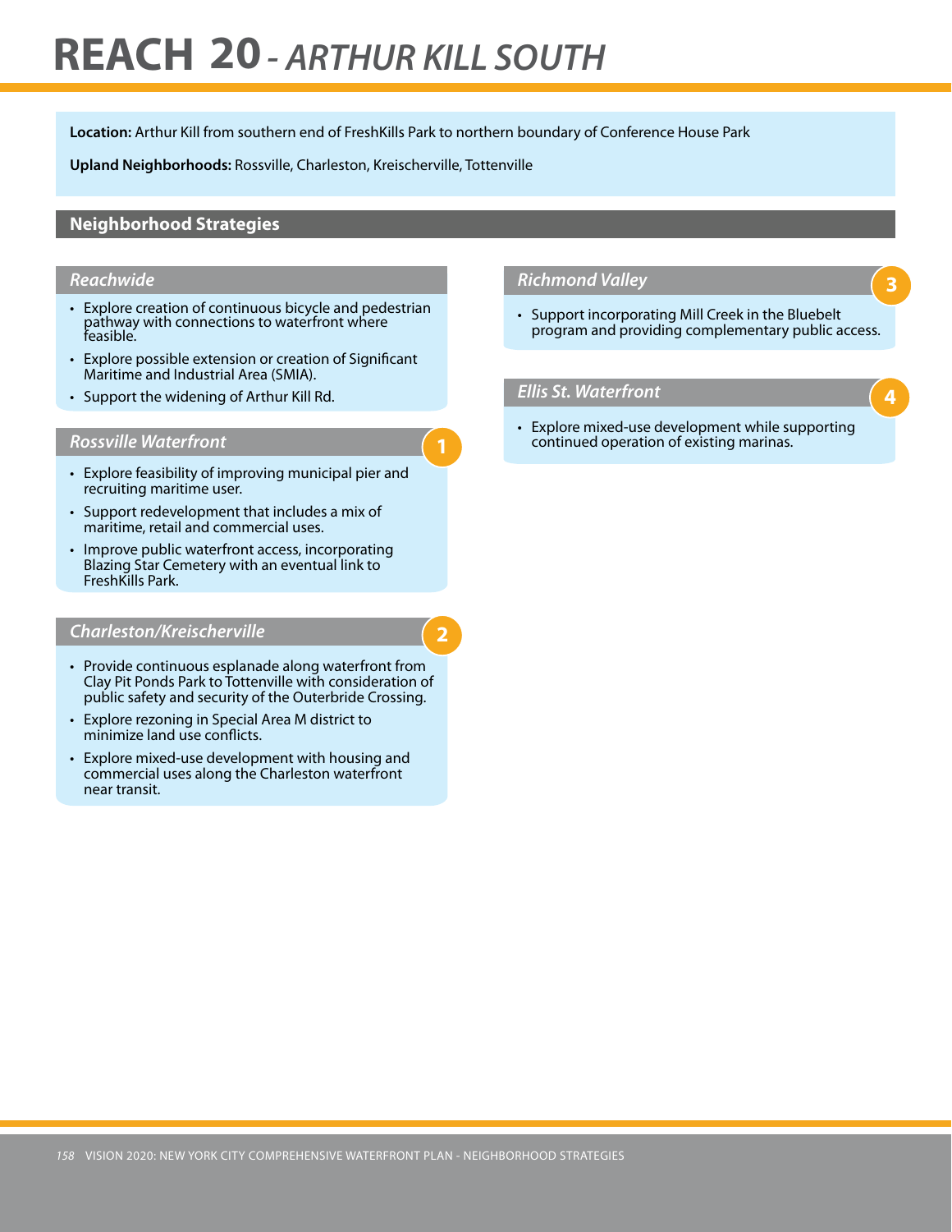# REACH 20 - *ARTHUR KILL SOUTH*

**Location:** Arthur Kill from southern end of FreshKills Park to northern boundary of Conference House Park

**Upland Neighborhoods:** Rossville, Charleston, Kreischerville, Tottenville

## Neighborhood Strategies

### *Reachwide*

- Explore creation of continuous bicycle and pedestrian pathway with connections to waterfront where feasible.
- Explore possible extension or creation of Significant Maritime and Industrial Area (SMIA).
- Support the widening of Arthur Kill Rd.

### *Rossville Waterfront* 1

- Explore feasibility of improving municipal pier and recruiting maritime user.
- Support redevelopment that includes a mix of maritime, retail and commercial uses.
- Improve public waterfront access, incorporating Blazing Star Cemetery with an eventual link to FreshKills Park.

### *Charleston/Kreischerville* 2

- Provide continuous esplanade along waterfront from Clay Pit Ponds Park to Tottenville with consideration of public safety and security of the Outerbride Crossing.
- Explore rezoning in Special Area M district to minimize land use conflicts.
- Explore mixed-use development with housing and commercial uses along the Charleston waterfront near transit.

### *Richmond Valley* 3

- Support incorporating Mill Creek in the Bluebelt program and providing complementary public access.

### *Ellis St. Waterfront* 4

- Explore mixed-use development while supporting continued operation of existing marinas.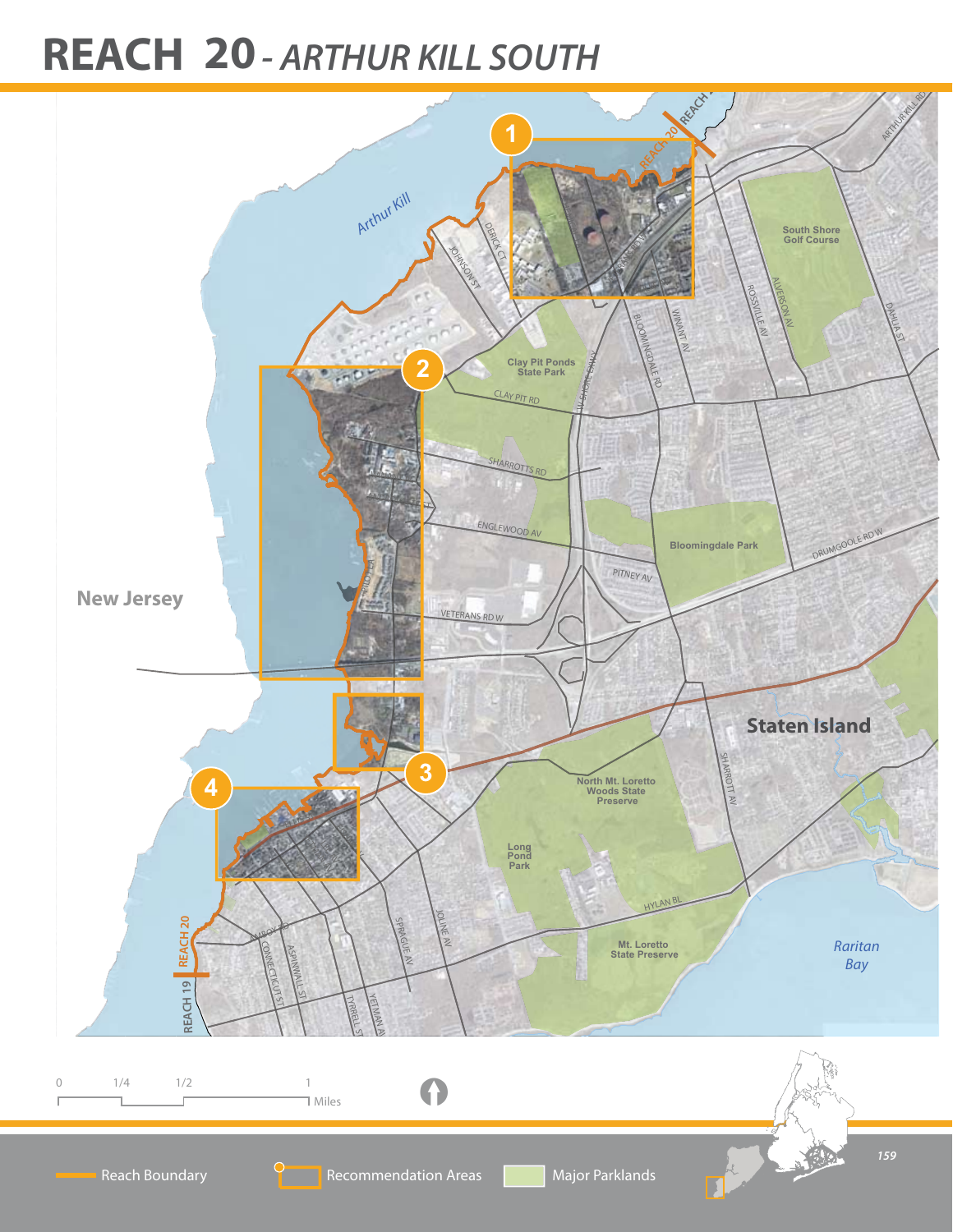# REACH 20 - *ARTHUR KILL SOUTH*

Arthur Kill

New Jersey

Staten Island

Raritan Bay

REACH 20

REACH 19

1

2

3

4

DERICK CT

JOHNSON ST

Clay Pit Ponds State Park

CLAY PIT RD

SHARROTTS RD

ENGLEWOOD AV

PITNEY AV

VETERANS RD W

W SHORE EXWY

BLOOMINGDALE RD

WINANT AV

ROSSVILLE AV

ALVERSON AV

DAHLIA ST

ARTHUR KILL RD

South Shore Golf Course

Bloomingdale Park

DRUMGOOLE RD W

North Mt. Loretto Woods State Preserve

Long Pond Park

Mt. Loretto State Preserve

HYLAN BL

SHARROTT AV

AMBOY RD

CONNECTICUT ST

ASPINWALL ST

TYRRELL ST

YETMAN AV

SPRAGUE AV

JOLINE AV

0 1/4 1/2 1 Miles

Reach Boundary

Recommendation Areas

Major Parklands